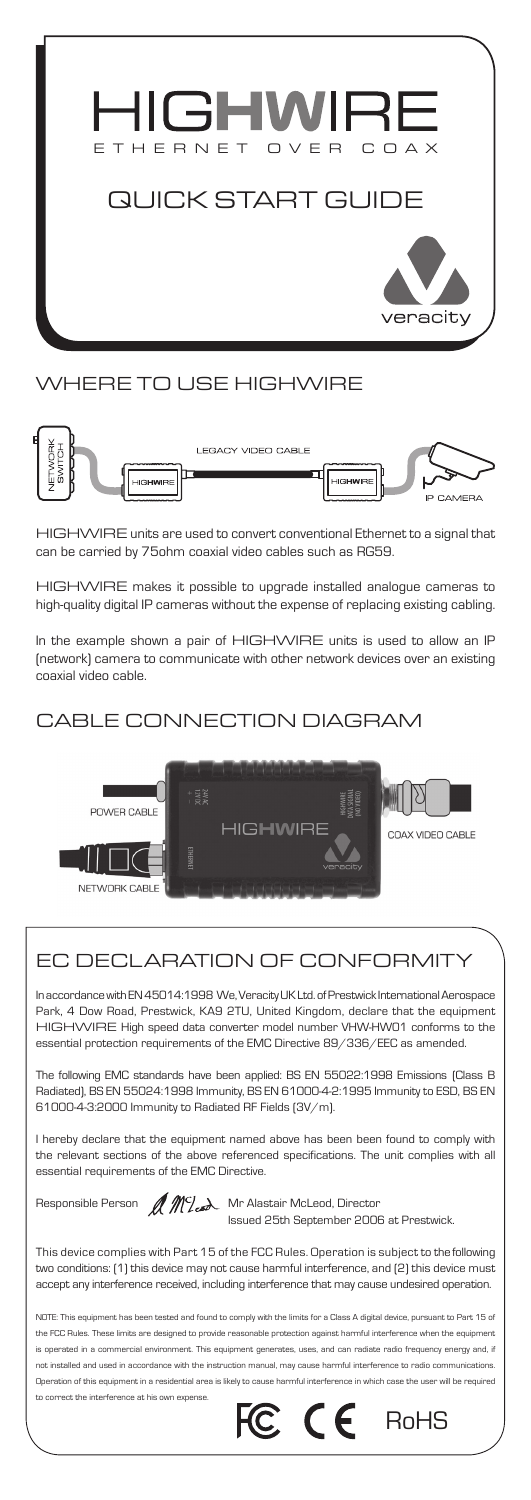# HIGHWIRE

ETHERNET OVER COAX

## QUICK START GUIDE

veracity

## WHERE TO USE HIGHWIRE

NETWORK SWITCH — HIGHWIRE — LEGACY VIDEO CABLE — HIGHWIRE — IP CAMERA

HIGHWIRE units are used to convert conventional Ethernet to a signal that can be carried by 75ohm coaxial video cables such as RG59.

HIGHWIRE makes it possible to upgrade installed analogue cameras to high-quality digital IP cameras without the expense of replacing existing cabling.

In the example shown a pair of HIGHWIRE units is used to allow an IP (network) camera to communicate with other network devices over an existing coaxial video cable.

## CABLE CONNECTION DIAGRAM

POWER CABLE

NETWORK CABLE

HIGHWIRE

COAX VIDEO CABLE

## EC DECLARATION OF CONFORMITY

In accordance with EN 45014:1998 We, Veracity UK Ltd. of Prestwick International Aerospace Park, 4 Dow Road, Prestwick, KA9 2TU, United Kingdom, declare that the equipment HIGHWIRE High speed data converter model number VHW-HW01 conforms to the essential protection requirements of the EMC Directive 89/336/EEC as amended.

The following EMC standards have been applied: BS EN 55022:1998 Emissions (Class B Radiated), BS EN 55024:1998 Immunity, BS EN 61000-4-2:1995 Immunity to ESD, BS EN 61000-4-3:2000 Immunity to Radiated RF Fields (3V/m).

I hereby declare that the equipment named above has been been found to comply with the relevant sections of the above referenced specifications. The unit complies with all essential requirements of the EMC Directive.

Responsible Person    Mr Alastair McLeod, Director
Issued 25th September 2006 at Prestwick.

This device complies with Part 15 of the FCC Rules. Operation is subject to the following two conditions: (1) this device may not cause harmful interference, and (2) this device must accept any interference received, including interference that may cause undesired operation.

NOTE: This equipment has been tested and found to comply with the limits for a Class A digital device, pursuant to Part 15 of the FCC Rules. These limits are designed to provide reasonable protection against harmful interference when the equipment is operated in a commercial environment. This equipment generates, uses, and can radiate radio frequency energy and, if not installed and used in accordance with the instruction manual, may cause harmful interference to radio communications. Operation of this equipment in a residential area is likely to cause harmful interference in which case the user will be required to correct the interference at his own expense.

FC CE RoHS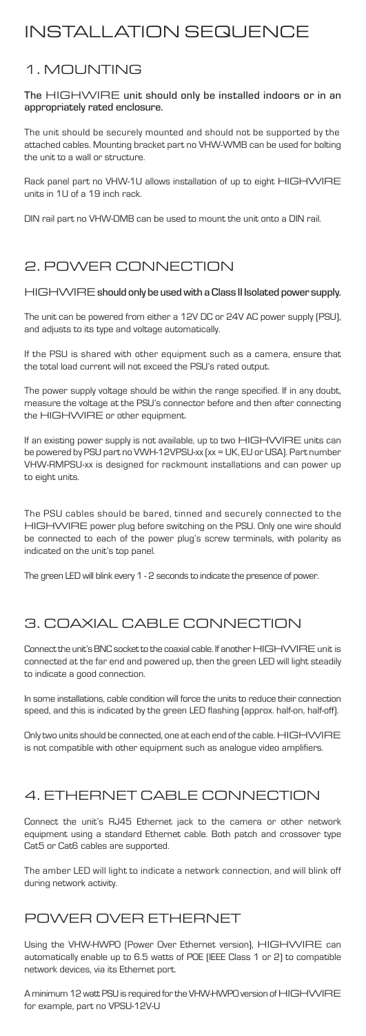# INSTALLATION SEQUENCE

## 1. MOUNTING

**The HIGHWIRE unit should only be installed indoors or in an appropriately rated enclosure.**

The unit should be securely mounted and should not be supported by the attached cables. Mounting bracket part no VHW-WMB can be used for bolting the unit to a wall or structure.

Rack panel part no VHW-1U allows installation of up to eight HIGHWIRE units in 1U of a 19 inch rack.

DIN rail part no VHW-DMB can be used to mount the unit onto a DIN rail.

## 2. POWER CONNECTION

**HIGHWIRE should only be used with a Class II Isolated power supply.**

The unit can be powered from either a 12V DC or 24V AC power supply (PSU), and adjusts to its type and voltage automatically.

If the PSU is shared with other equipment such as a camera, ensure that the total load current will not exceed the PSU's rated output.

The power supply voltage should be within the range specified. If in any doubt, measure the voltage at the PSU's connector before and then after connecting the HIGHWIRE or other equipment.

If an existing power supply is not available, up to two HIGHWIRE units can be powered by PSU part no VWH-12VPSU-xx (xx = UK, EU or USA). Part number VHW-RMPSU-xx is designed for rackmount installations and can power up to eight units.

The PSU cables should be bared, tinned and securely connected to the HIGHWIRE power plug before switching on the PSU. Only one wire should be connected to each of the power plug's screw terminals, with polarity as indicated on the unit's top panel.

The green LED will blink every 1 - 2 seconds to indicate the presence of power.

## 3. COAXIAL CABLE CONNECTION

Connect the unit's BNC socket to the coaxial cable. If another HIGHWIRE unit is connected at the far end and powered up, then the green LED will light steadily to indicate a good connection.

In some installations, cable condition will force the units to reduce their connection speed, and this is indicated by the green LED flashing (approx. half-on, half-off).

Only two units should be connected, one at each end of the cable. HIGHWIRE is not compatible with other equipment such as analogue video amplifiers.

## 4. ETHERNET CABLE CONNECTION

Connect the unit's RJ45 Ethernet jack to the camera or other network equipment using a standard Ethernet cable. Both patch and crossover type Cat5 or Cat6 cables are supported.

The amber LED will light to indicate a network connection, and will blink off during network activity.

## POWER OVER ETHERNET

Using the VHW-HWPO (Power Over Ethernet version), HIGHWIRE can automatically enable up to 6.5 watts of POE (IEEE Class 1 or 2) to compatible network devices, via its Ethernet port.

A minimum 12 watt PSU is required for the VHW-HWPO version of HIGHWIRE for example, part no VPSU-12V-U